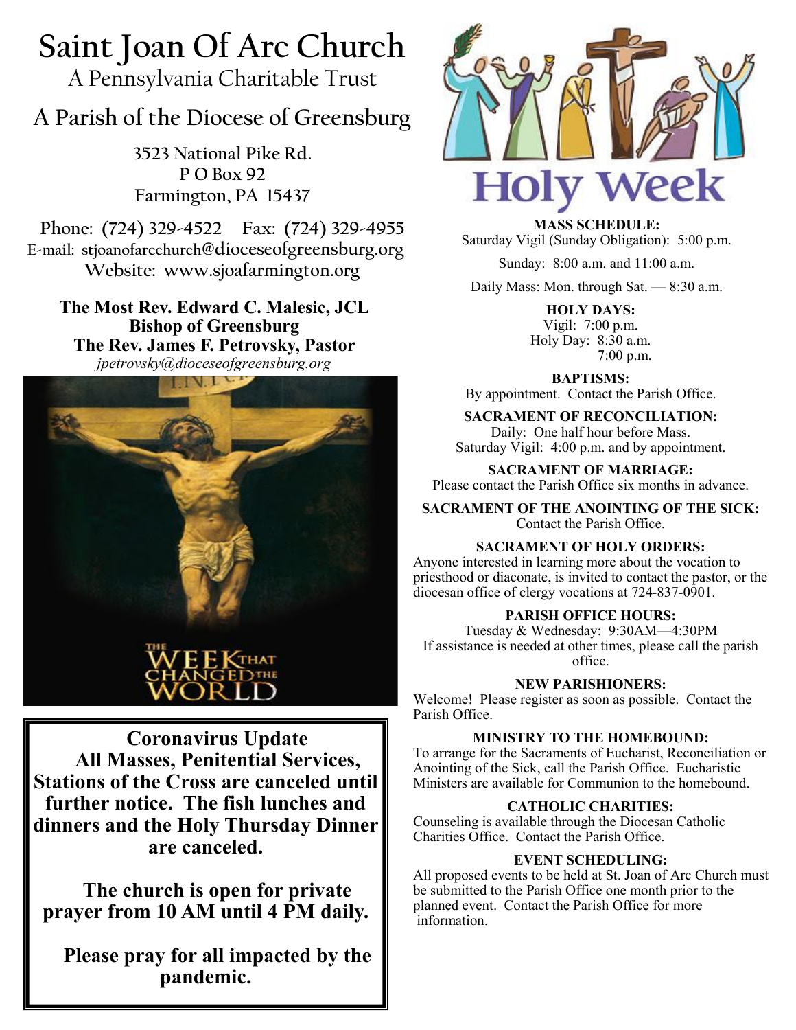# Saint Joan Of Arc Church

A Pennsylvania Charitable Trust

## A Parish of the Diocese of Greensburg

3523 National Pike Rd.
P O Box 92
Farmington, PA 15437

Phone: (724) 329-4522 Fax: (724) 329-4955
E-mail: stjoanofarcchurch@dioceseofgreensburg.org
Website: www.sjoafarmington.org

**The Most Rev. Edward C. Malesic, JCL**
**Bishop of Greensburg**
**The Rev. James F. Petrovsky, Pastor**
*jpetrovsky@dioceseofgreensburg.org*

THE WEEK THAT CHANGED THE WORLD

**Coronavirus Update**
**All Masses, Penitential Services, Stations of the Cross are canceled until further notice. The fish lunches and dinners and the Holy Thursday Dinner are canceled.**

**The church is open for private prayer from 10 AM until 4 PM daily.**

**Please pray for all impacted by the pandemic.**

Holy Week

**MASS SCHEDULE:**
Saturday Vigil (Sunday Obligation): 5:00 p.m.

Sunday: 8:00 a.m. and 11:00 a.m.

Daily Mass: Mon. through Sat. — 8:30 a.m.

**HOLY DAYS:**
Vigil: 7:00 p.m.
Holy Day: 8:30 a.m.
7:00 p.m.

**BAPTISMS:**
By appointment. Contact the Parish Office.

**SACRAMENT OF RECONCILIATION:**
Daily: One half hour before Mass.
Saturday Vigil: 4:00 p.m. and by appointment.

**SACRAMENT OF MARRIAGE:**
Please contact the Parish Office six months in advance.

**SACRAMENT OF THE ANOINTING OF THE SICK:**
Contact the Parish Office.

**SACRAMENT OF HOLY ORDERS:**
Anyone interested in learning more about the vocation to priesthood or diaconate, is invited to contact the pastor, or the diocesan office of clergy vocations at 724-837-0901.

**PARISH OFFICE HOURS:**
Tuesday & Wednesday: 9:30AM—4:30PM
If assistance is needed at other times, please call the parish office.

**NEW PARISHIONERS:**
Welcome! Please register as soon as possible. Contact the Parish Office.

**MINISTRY TO THE HOMEBOUND:**
To arrange for the Sacraments of Eucharist, Reconciliation or Anointing of the Sick, call the Parish Office. Eucharistic Ministers are available for Communion to the homebound.

**CATHOLIC CHARITIES:**
Counseling is available through the Diocesan Catholic Charities Office. Contact the Parish Office.

**EVENT SCHEDULING:**
All proposed events to be held at St. Joan of Arc Church must be submitted to the Parish Office one month prior to the planned event. Contact the Parish Office for more information.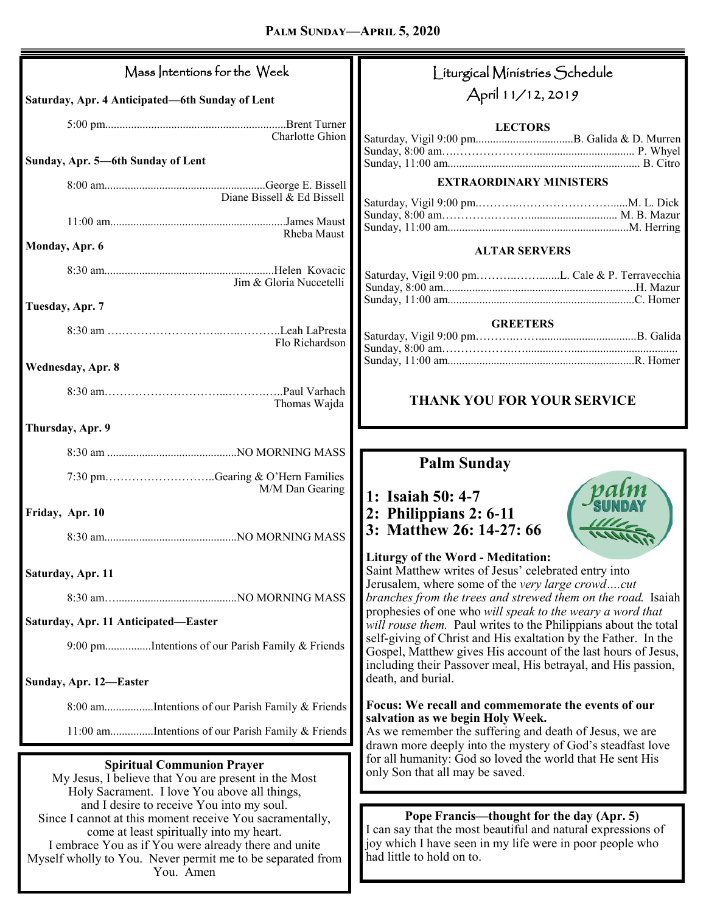## Mass Intentions for the Week

**Saturday, Apr. 4 Anticipated—6th Sunday of Lent**

5:00 pm..............................................................Brent Turner
Charlotte Ghion

**Sunday, Apr. 5—6th Sunday of Lent**

8:00 am........................................................George E. Bissell
Diane Bissell & Ed Bissell

11:00 am............................................................James Maust
Rheba Maust

**Monday, Apr. 6**

8:30 am...........................................................Helen Kovacic
Jim & Gloria Nuccetelli

**Tuesday, Apr. 7**

8:30 am ….………………………...…..……….Leah LaPresta
Flo Richardson

**Wednesday, Apr. 8**

8:30 am……………………………...………..…..Paul Varhach
Thomas Wajda

**Thursday, Apr. 9**

8:30 am .............................................NO MORNING MASS

7:30 pm………………………..Gearing & O'Hern Families
M/M Dan Gearing

**Friday, Apr. 10**

8:30 am..............................................NO MORNING MASS

**Saturday, Apr. 11**

8:30 am…..........................................NO MORNING MASS

**Saturday, Apr. 11 Anticipated—Easter**

9:00 pm................Intentions of our Parish Family & Friends

**Sunday, Apr. 12—Easter**

8:00 am.................Intentions of our Parish Family & Friends

11:00 am...............Intentions of our Parish Family & Friends

### Spiritual Communion Prayer

My Jesus, I believe that You are present in the Most Holy Sacrament. I love You above all things, and I desire to receive You into my soul. Since I cannot at this moment receive You sacramentally, come at least spiritually into my heart. I embrace You as if You were already there and unite Myself wholly to You. Never permit me to be separated from You. Amen

## Liturgical Ministries Schedule
## April 11/12, 2019

**LECTORS**

Saturday, Vigil 9:00 pm..................................B. Galida & D. Murren
Sunday, 8:00 am….………………….................................. P. Whyel
Sunday, 11:00 am.................................................................. B. Citro

**EXTRAORDINARY MINISTERS**

Saturday, Vigil 9:00 pm..………...………………………......M. L. Dick
Sunday, 8:00 am……………….…............................... M. B. Mazur
Sunday, 11:00 am..............................................................M. Herring

**ALTAR SERVERS**

Saturday, Vigil 9:00 pm………..……........L. Cale & P. Terravecchia
Sunday, 8:00 am...................................................................H. Mazur
Sunday, 11:00 am.................................................................C. Homer

**GREETERS**

Saturday, Vigil 9:00 pm……….……..................................B. Galida
Sunday, 8:00 am…………………..............…......................................
Sunday, 11:00 am.................................................................R. Homer

**THANK YOU FOR YOUR SERVICE**

## Palm Sunday

**1: Isaiah 50: 4-7**
**2: Philippians 2: 6-11**
**3: Matthew 26: 14-27: 66**

**Liturgy of the Word - Meditation:**
Saint Matthew writes of Jesus' celebrated entry into Jerusalem, where some of the *very large crowd….cut branches from the trees and strewed them on the road.* Isaiah prophesies of one who *will speak to the weary a word that will rouse them.* Paul writes to the Philippians about the total self-giving of Christ and His exaltation by the Father. In the Gospel, Matthew gives His account of the last hours of Jesus, including their Passover meal, His betrayal, and His passion, death, and burial.

**Focus: We recall and commemorate the events of our salvation as we begin Holy Week.**
As we remember the suffering and death of Jesus, we are drawn more deeply into the mystery of God's steadfast love for all humanity: God so loved the world that He sent His only Son that all may be saved.

**Pope Francis—thought for the day (Apr. 5)**
I can say that the most beautiful and natural expressions of joy which I have seen in my life were in poor people who had little to hold on to.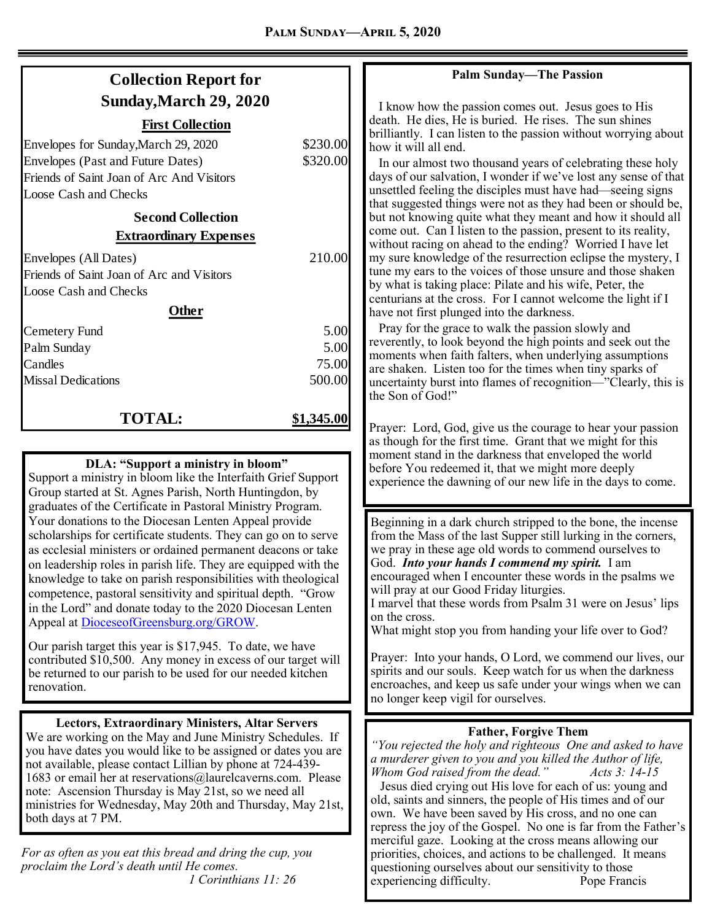## Collection Report for Sunday,March 29, 2020

| **First Collection** | |
|---|---|
| Envelopes for Sunday,March 29, 2020 | $230.00 |
| Envelopes (Past and Future Dates) | $320.00 |
| Friends of Saint Joan of Arc And Visitors | |
| Loose Cash and Checks | |
| **Second Collection** | |
| **Extraordinary Expenses** | |
| Envelopes (All Dates) | 210.00 |
| Friends of Saint Joan of Arc and Visitors | |
| Loose Cash and Checks | |
| **Other** | |
| Cemetery Fund | 5.00 |
| Palm Sunday | 5.00 |
| Candles | 75.00 |
| Missal Dedications | 500.00 |
| **TOTAL:** | **$1,345.00** |

### DLA: "Support a ministry in bloom"

Support a ministry in bloom like the Interfaith Grief Support Group started at St. Agnes Parish, North Huntingdon, by graduates of the Certificate in Pastoral Ministry Program. Your donations to the Diocesan Lenten Appeal provide scholarships for certificate students. They can go on to serve as ecclesial ministers or ordained permanent deacons or take on leadership roles in parish life. They are equipped with the knowledge to take on parish responsibilities with theological competence, pastoral sensitivity and spiritual depth. "Grow in the Lord" and donate today to the 2020 Diocesan Lenten Appeal at DioceseofGreensburg.org/GROW.

Our parish target this year is $17,945. To date, we have contributed $10,500. Any money in excess of our target will be returned to our parish to be used for our needed kitchen renovation.

### Lectors, Extraordinary Ministers, Altar Servers

We are working on the May and June Ministry Schedules. If you have dates you would like to be assigned or dates you are not available, please contact Lillian by phone at 724-439-1683 or email her at reservations@laurelcaverns.com. Please note: Ascension Thursday is May 21st, so we need all ministries for Wednesday, May 20th and Thursday, May 21st, both days at 7 PM.

*For as often as you eat this bread and dring the cup, you proclaim the Lord's death until He comes.*
1 Corinthians 11: 26

### Palm Sunday—The Passion

I know how the passion comes out. Jesus goes to His death. He dies, He is buried. He rises. The sun shines brilliantly. I can listen to the passion without worrying about how it will all end.

In our almost two thousand years of celebrating these holy days of our salvation, I wonder if we've lost any sense of that unsettled feeling the disciples must have had—seeing signs that suggested things were not as they had been or should be, but not knowing quite what they meant and how it should all come out. Can I listen to the passion, present to its reality, without racing on ahead to the ending? Worried I have let my sure knowledge of the resurrection eclipse the mystery, I tune my ears to the voices of those unsure and those shaken by what is taking place: Pilate and his wife, Peter, the centurians at the cross. For I cannot welcome the light if I have not first plunged into the darkness.

Pray for the grace to walk the passion slowly and reverently, to look beyond the high points and seek out the moments when faith falters, when underlying assumptions are shaken. Listen too for the times when tiny sparks of uncertainty burst into flames of recognition—"Clearly, this is the Son of God!"

Prayer: Lord, God, give us the courage to hear your passion as though for the first time. Grant that we might for this moment stand in the darkness that enveloped the world before You redeemed it, that we might more deeply experience the dawning of our new life in the days to come.

Beginning in a dark church stripped to the bone, the incense from the Mass of the last Supper still lurking in the corners, we pray in these age old words to commend ourselves to God. ***Into your hands I commend my spirit.*** I am encouraged when I encounter these words in the psalms we will pray at our Good Friday liturgies.
I marvel that these words from Psalm 31 were on Jesus' lips on the cross.
What might stop you from handing your life over to God?

Prayer: Into your hands, O Lord, we commend our lives, our spirits and our souls. Keep watch for us when the darkness encroaches, and keep us safe under your wings when we can no longer keep vigil for ourselves.

### Father, Forgive Them

*"You rejected the holy and righteous One and asked to have a murderer given to you and you killed the Author of life, Whom God raised from the dead." Acts 3: 14-15*

Jesus died crying out His love for each of us: young and old, saints and sinners, the people of His times and of our own. We have been saved by His cross, and no one can repress the joy of the Gospel. No one is far from the Father's merciful gaze. Looking at the cross means allowing our priorities, choices, and actions to be challenged. It means questioning ourselves about our sensitivity to those experiencing difficulty. Pope Francis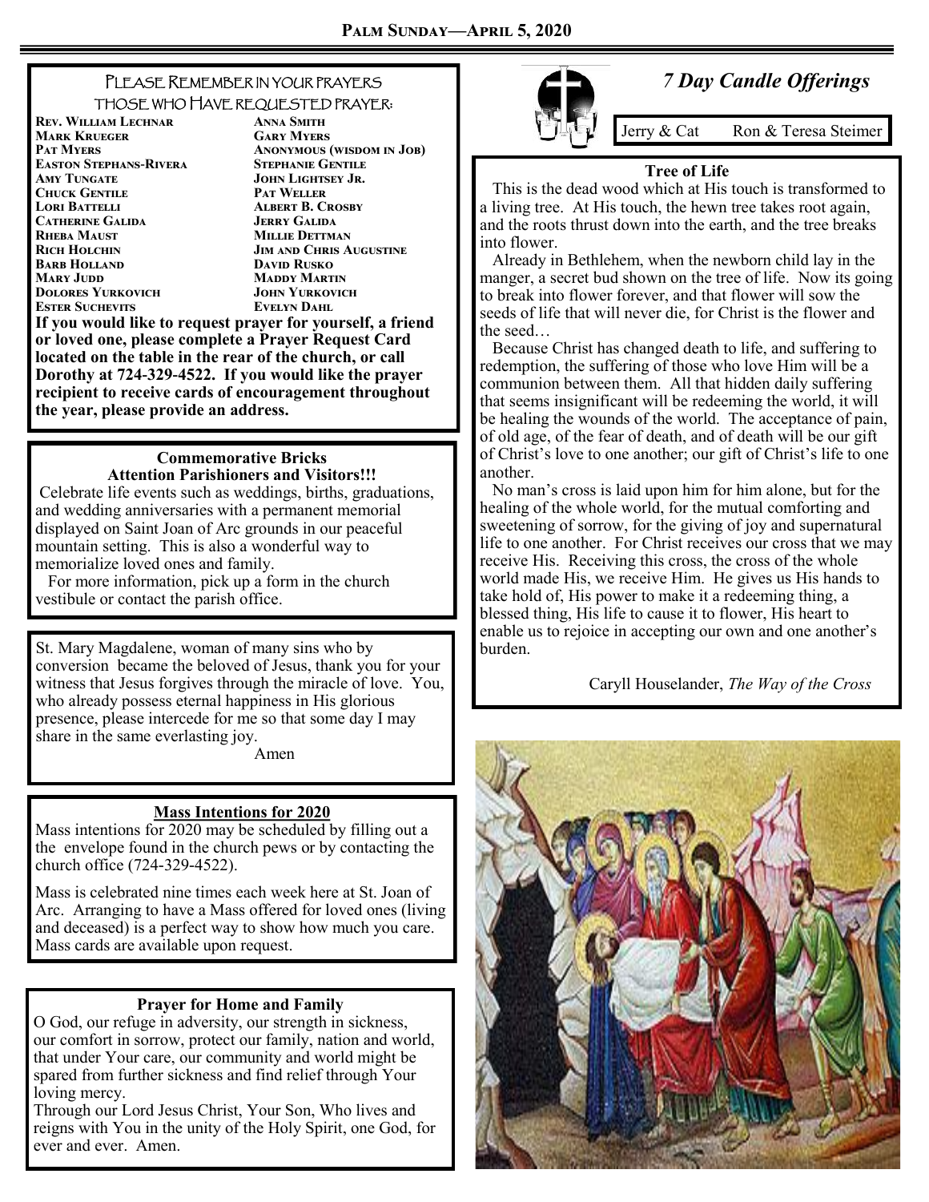## Palm Sunday—April 5, 2020

### Please Remember in your prayers those who Have requested prayer:

| | |
|---|---|
| **Rev. William Lechnar** | **Anna Smith** |
| **Mark Krueger** | **Gary Myers** |
| **Pat Myers** | **Anonymous (wisdom in Job)** |
| **Easton Stephans-Rivera** | **Stephanie Gentile** |
| **Amy Tungate** | **John Lightsey Jr.** |
| **Chuck Gentile** | **Pat Weller** |
| **Lori Battelli** | **Albert B. Crosby** |
| **Catherine Galida** | **Jerry Galida** |
| **Rheba Maust** | **Millie Dettman** |
| **Rich Holchin** | **Jim and Chris Augustine** |
| **Barb Holland** | **David Rusko** |
| **Mary Judd** | **Maddy Martin** |
| **Dolores Yurkovich** | **John Yurkovich** |
| **Ester Suchevits** | **Evelyn Dahl** |

**If you would like to request prayer for yourself, a friend or loved one, please complete a Prayer Request Card located on the table in the rear of the church, or call Dorothy at 724-329-4522. If you would like the prayer recipient to receive cards of encouragement throughout the year, please provide an address.**

### Commemorative Bricks
### Attention Parishioners and Visitors!!!

Celebrate life events such as weddings, births, graduations, and wedding anniversaries with a permanent memorial displayed on Saint Joan of Arc grounds in our peaceful mountain setting. This is also a wonderful way to memorialize loved ones and family.

For more information, pick up a form in the church vestibule or contact the parish office.

St. Mary Magdalene, woman of many sins who by conversion became the beloved of Jesus, thank you for your witness that Jesus forgives through the miracle of love. You, who already possess eternal happiness in His glorious presence, please intercede for me so that some day I may share in the same everlasting joy.

Amen

### Mass Intentions for 2020

Mass intentions for 2020 may be scheduled by filling out a the envelope found in the church pews or by contacting the church office (724-329-4522).

Mass is celebrated nine times each week here at St. Joan of Arc. Arranging to have a Mass offered for loved ones (living and deceased) is a perfect way to show how much you care. Mass cards are available upon request.

### Prayer for Home and Family

O God, our refuge in adversity, our strength in sickness, our comfort in sorrow, protect our family, nation and world, that under Your care, our community and world might be spared from further sickness and find relief through Your loving mercy.

Through our Lord Jesus Christ, Your Son, Who lives and reigns with You in the unity of the Holy Spirit, one God, for ever and ever. Amen.

## *7 Day Candle Offerings*

| | |
|---|---|
| Jerry & Cat | Ron & Teresa Steimer |

### Tree of Life

This is the dead wood which at His touch is transformed to a living tree. At His touch, the hewn tree takes root again, and the roots thrust down into the earth, and the tree breaks into flower.

Already in Bethlehem, when the newborn child lay in the manger, a secret bud shown on the tree of life. Now its going to break into flower forever, and that flower will sow the seeds of life that will never die, for Christ is the flower and the seed…

Because Christ has changed death to life, and suffering to redemption, the suffering of those who love Him will be a communion between them. All that hidden daily suffering that seems insignificant will be redeeming the world, it will be healing the wounds of the world. The acceptance of pain, of old age, of the fear of death, and of death will be our gift of Christ's love to one another; our gift of Christ's life to one another.

No man's cross is laid upon him for him alone, but for the healing of the whole world, for the mutual comforting and sweetening of sorrow, for the giving of joy and supernatural life to one another. For Christ receives our cross that we may receive His. Receiving this cross, the cross of the whole world made His, we receive Him. He gives us His hands to take hold of, His power to make it a redeeming thing, a blessed thing, His life to cause it to flower, His heart to enable us to rejoice in accepting our own and one another's burden.

Caryll Houselander, *The Way of the Cross*